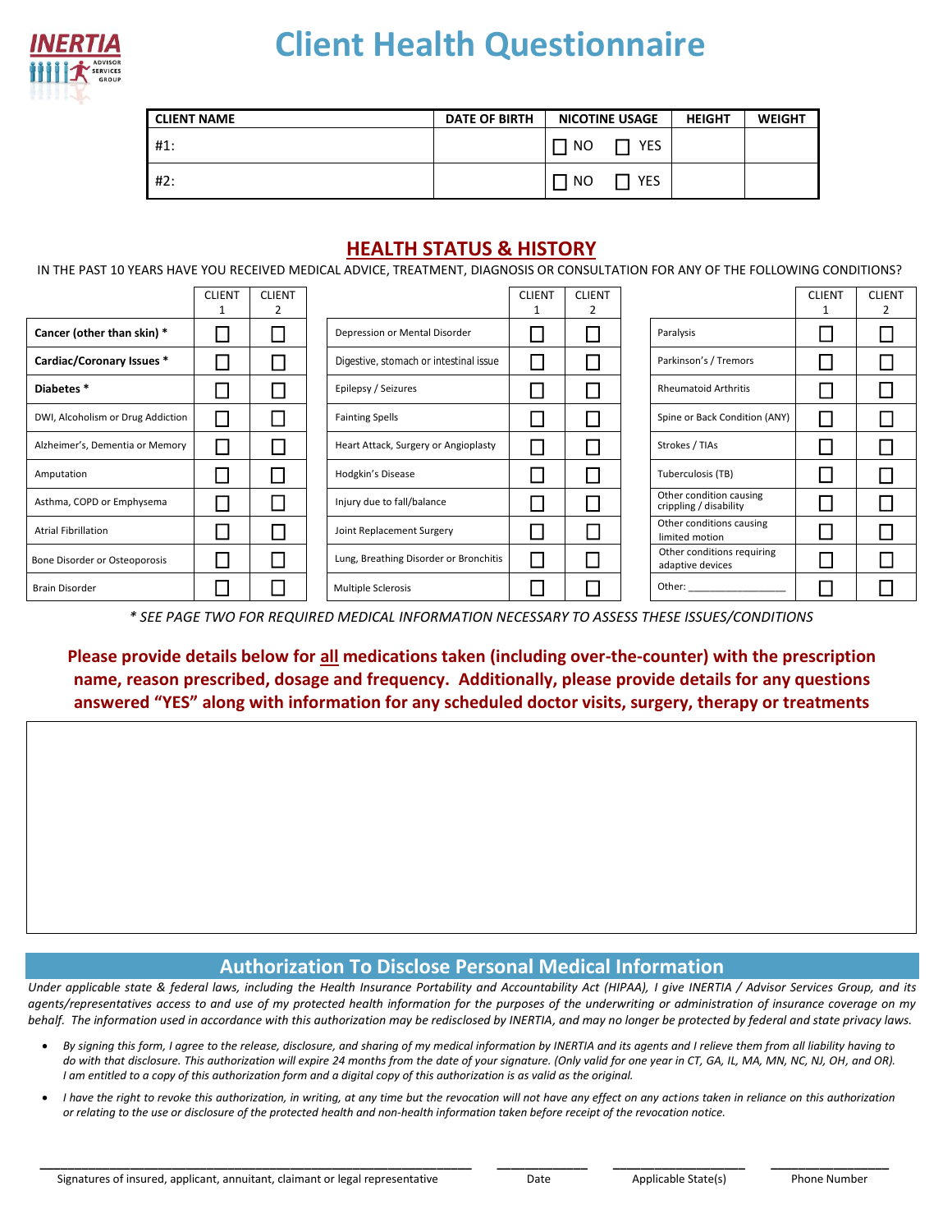# Client Health Questionnaire

| CLIENT NAME | DATE OF BIRTH | NICOTINE USAGE | HEIGHT | WEIGHT |
|---|---|---|---|---|
| #1: | | ☐ NO ☐ YES | | |
| #2: | | ☐ NO ☐ YES | | |

## HEALTH STATUS & HISTORY

IN THE PAST 10 YEARS HAVE YOU RECEIVED MEDICAL ADVICE, TREATMENT, DIAGNOSIS OR CONSULTATION FOR ANY OF THE FOLLOWING CONDITIONS?

| | CLIENT 1 | CLIENT 2 |
|---|---|---|
| **Cancer (other than skin) *** | ☐ | ☐ |
| **Cardiac/Coronary Issues *** | ☐ | ☐ |
| **Diabetes *** | ☐ | ☐ |
| DWI, Alcoholism or Drug Addiction | ☐ | ☐ |
| Alzheimer's, Dementia or Memory | ☐ | ☐ |
| Amputation | ☐ | ☐ |
| Asthma, COPD or Emphysema | ☐ | ☐ |
| Atrial Fibrillation | ☐ | ☐ |
| Bone Disorder or Osteoporosis | ☐ | ☐ |
| Brain Disorder | ☐ | ☐ |

| | CLIENT 1 | CLIENT 2 |
|---|---|---|
| Depression or Mental Disorder | ☐ | ☐ |
| Digestive, stomach or intestinal issue | ☐ | ☐ |
| Epilepsy / Seizures | ☐ | ☐ |
| Fainting Spells | ☐ | ☐ |
| Heart Attack, Surgery or Angioplasty | ☐ | ☐ |
| Hodgkin's Disease | ☐ | ☐ |
| Injury due to fall/balance | ☐ | ☐ |
| Joint Replacement Surgery | ☐ | ☐ |
| Lung, Breathing Disorder or Bronchitis | ☐ | ☐ |
| Multiple Sclerosis | ☐ | ☐ |

| | CLIENT 1 | CLIENT 2 |
|---|---|---|
| Paralysis | ☐ | ☐ |
| Parkinson's / Tremors | ☐ | ☐ |
| Rheumatoid Arthritis | ☐ | ☐ |
| Spine or Back Condition (ANY) | ☐ | ☐ |
| Strokes / TIAs | ☐ | ☐ |
| Tuberculosis (TB) | ☐ | ☐ |
| Other condition causing crippling / disability | ☐ | ☐ |
| Other conditions causing limited motion | ☐ | ☐ |
| Other conditions requiring adaptive devices | ☐ | ☐ |
| Other: ________________ | ☐ | ☐ |

*\* SEE PAGE TWO FOR REQUIRED MEDICAL INFORMATION NECESSARY TO ASSESS THESE ISSUES/CONDITIONS*

**Please provide details below for all medications taken (including over-the-counter) with the prescription name, reason prescribed, dosage and frequency. Additionally, please provide details for any questions answered "YES" along with information for any scheduled doctor visits, surgery, therapy or treatments**

## Authorization To Disclose Personal Medical Information

*Under applicable state & federal laws, including the Health Insurance Portability and Accountability Act (HIPAA), I give INERTIA / Advisor Services Group, and its agents/representatives access to and use of my protected health information for the purposes of the underwriting or administration of insurance coverage on my behalf. The information used in accordance with this authorization may be redisclosed by INERTIA, and may no longer be protected by federal and state privacy laws.*

- *By signing this form, I agree to the release, disclosure, and sharing of my medical information by INERTIA and its agents and I relieve them from all liability having to do with that disclosure. This authorization will expire 24 months from the date of your signature. (Only valid for one year in CT, GA, IL, MA, MN, NC, NJ, OH, and OR). I am entitled to a copy of this authorization form and a digital copy of this authorization is as valid as the original.*
- *I have the right to revoke this authorization, in writing, at any time but the revocation will not have any effect on any actions taken in reliance on this authorization or relating to the use or disclosure of the protected health and non-health information taken before receipt of the revocation notice.*

| ______________________________ | __________ | ______________ | ______________ |
|---|---|---|---|
| Signatures of insured, applicant, annuitant, claimant or legal representative | Date | Applicable State(s) | Phone Number |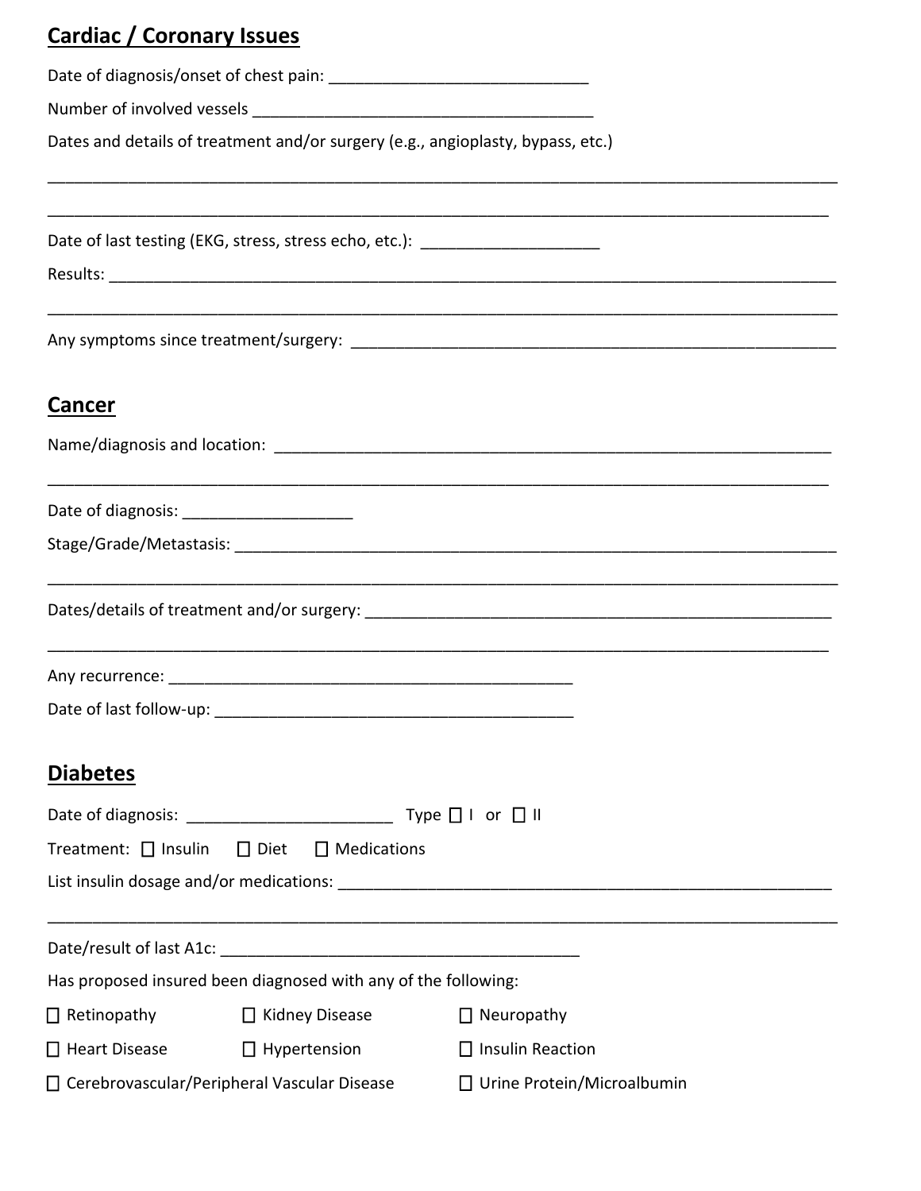## Cardiac / Coronary Issues

Date of diagnosis/onset of chest pain: ____________________________

Number of involved vessels ____________________________________

Dates and details of treatment and/or surgery (e.g., angioplasty, bypass, etc.)

______________________________________________________________________________

______________________________________________________________________________

Date of last testing (EKG, stress, stress echo, etc.): ___________________

Results: ______________________________________________________________________

______________________________________________________________________________

Any symptoms since treatment/surgery: ____________________________________________

## Cancer

Name/diagnosis and location: ____________________________________________________

______________________________________________________________________________

Date of diagnosis: __________________

Stage/Grade/Metastasis: ________________________________________________________

______________________________________________________________________________

Dates/details of treatment and/or surgery: ________________________________________

______________________________________________________________________________

Any recurrence: ____________________________________________

Date of last follow-up: ______________________________________

## Diabetes

Date of diagnosis: ______________________ Type ☐ I or ☐ II

Treatment: ☐ Insulin ☐ Diet ☐ Medications

List insulin dosage and/or medications: ____________________________________________

______________________________________________________________________________

Date/result of last A1c: ______________________________________

Has proposed insured been diagnosed with any of the following:

☐ Retinopathy ☐ Kidney Disease ☐ Neuropathy

☐ Heart Disease ☐ Hypertension ☐ Insulin Reaction

☐ Cerebrovascular/Peripheral Vascular Disease ☐ Urine Protein/Microalbumin